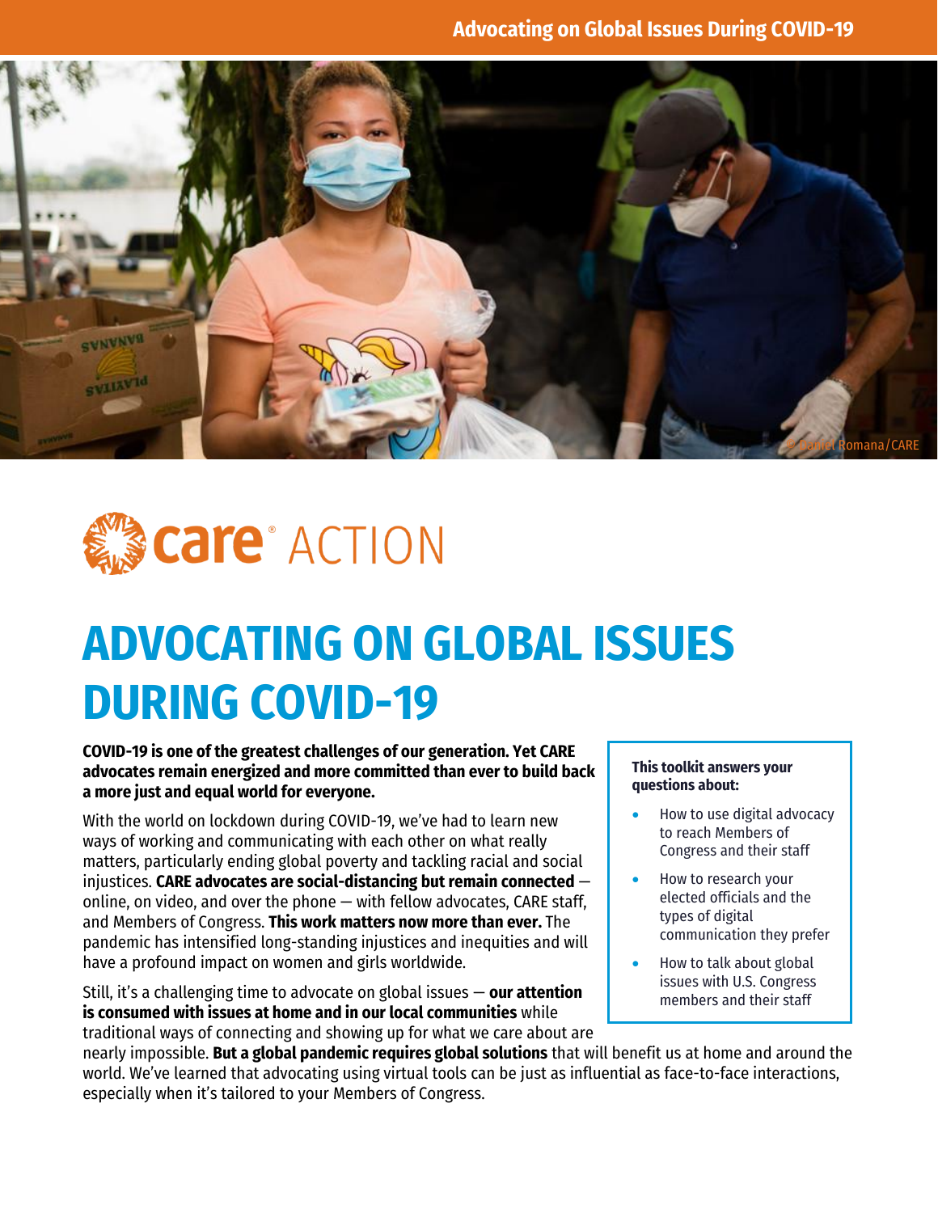# ADVOCATING ON GLOBAL ISSUES DURING COVID-19

**COVID-19 is one of the greatest challenges of our generation. Yet CARE advocates remain energized and more committed than ever to build back a more just and equal world for everyone.**

With the world on lockdown during COVID-19, we've had to learn new ways of working and communicating with each other on what really matters, particularly ending global poverty and tackling racial and social injustices. **CARE advocates are social-distancing but remain connected** — online, on video, and over the phone — with fellow advocates, CARE staff, and Members of Congress. **This work matters now more than ever.** The pandemic has intensified long-standing injustices and inequities and will have a profound impact on women and girls worldwide.

Still, it's a challenging time to advocate on global issues — **our attention is consumed with issues at home and in our local communities** while traditional ways of connecting and showing up for what we care about are nearly impossible. **But a global pandemic requires global solutions** that will benefit us at home and around the world. We've learned that advocating using virtual tools can be just as influential as face-to-face interactions, especially when it's tailored to your Members of Congress.

**This toolkit answers your questions about:**

- How to use digital advocacy to reach Members of Congress and their staff
- How to research your elected officials and the types of digital communication they prefer
- How to talk about global issues with U.S. Congress members and their staff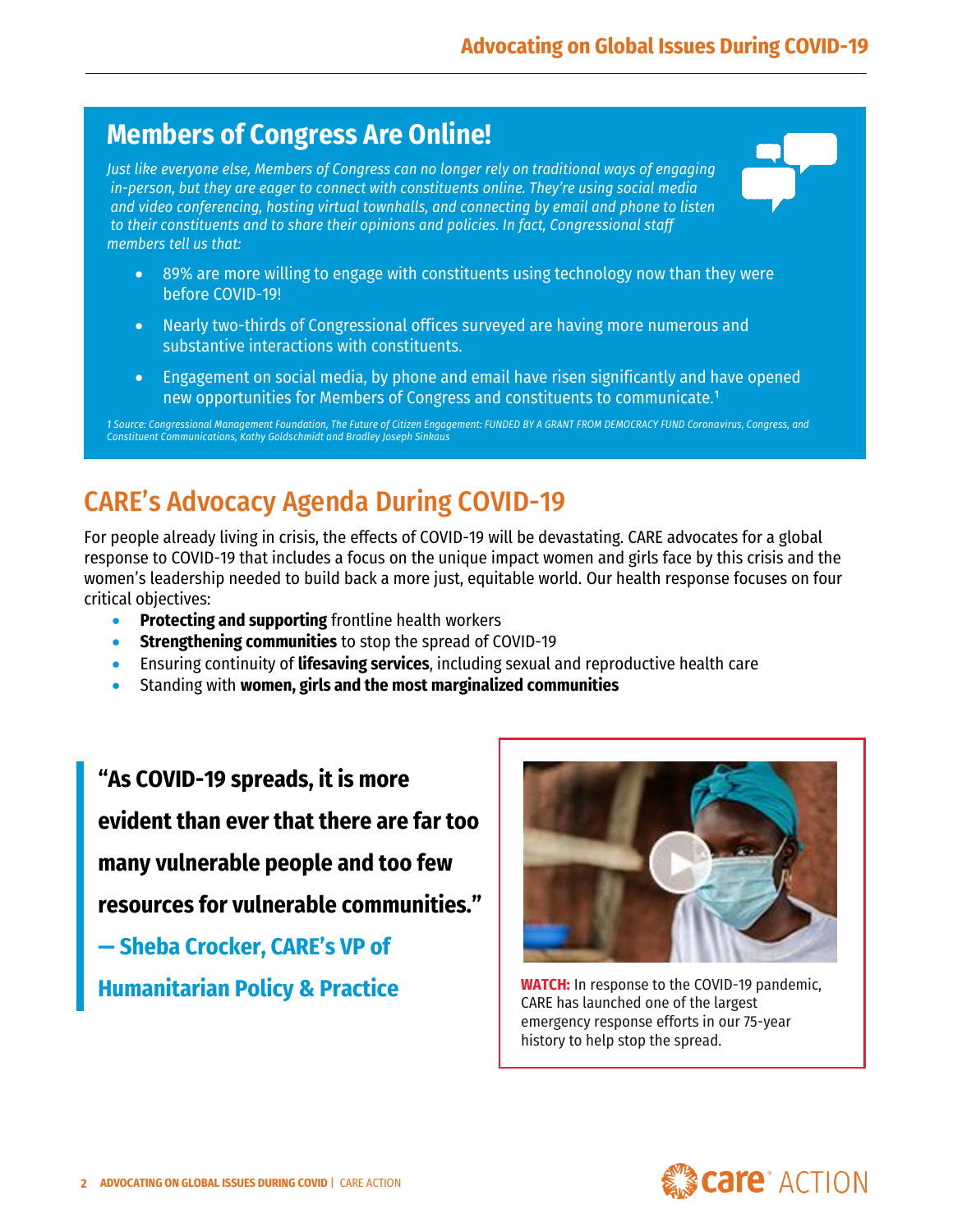## Members of Congress Are Online!

*Just like everyone else, Members of Congress can no longer rely on traditional ways of engaging in-person, but they are eager to connect with constituents online. They're using social media and video conferencing, hosting virtual townhalls, and connecting by email and phone to listen to their constituents and to share their opinions and policies. In fact, Congressional staff members tell us that:*

- 89% are more willing to engage with constituents using technology now than they were before COVID-19!
- Nearly two-thirds of Congressional offices surveyed are having more numerous and substantive interactions with constituents.
- Engagement on social media, by phone and email have risen significantly and have opened new opportunities for Members of Congress and constituents to communicate.[1]

*1 Source: Congressional Management Foundation, The Future of Citizen Engagement: FUNDED BY A GRANT FROM DEMOCRACY FUND Coronavirus, Congress, and Constituent Communications, Kathy Goldschmidt and Bradley Joseph Sinkaus*

## CARE's Advocacy Agenda During COVID-19

For people already living in crisis, the effects of COVID-19 will be devastating. CARE advocates for a global response to COVID-19 that includes a focus on the unique impact women and girls face by this crisis and the women's leadership needed to build back a more just, equitable world. Our health response focuses on four critical objectives:

- **Protecting and supporting** frontline health workers
- **Strengthening communities** to stop the spread of COVID-19
- Ensuring continuity of **lifesaving services**, including sexual and reproductive health care
- Standing with **women, girls and the most marginalized communities**

> **"As COVID-19 spreads, it is more evident than ever that there are far too many vulnerable people and too few resources for vulnerable communities."**
>
> **— Sheba Crocker, CARE's VP of Humanitarian Policy & Practice**

**WATCH:** In response to the COVID-19 pandemic, CARE has launched one of the largest emergency response efforts in our 75-year history to help stop the spread.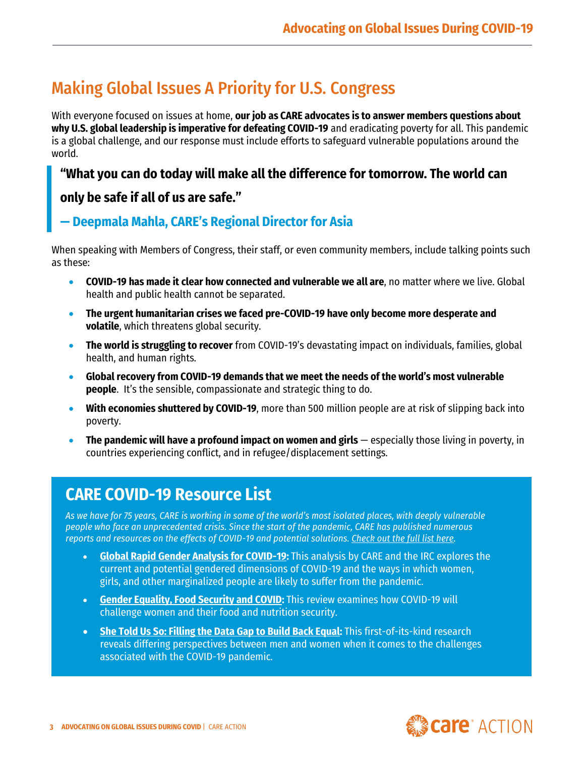## Making Global Issues A Priority for U.S. Congress

With everyone focused on issues at home, **our job as CARE advocates is to answer members questions about why U.S. global leadership is imperative for defeating COVID-19** and eradicating poverty for all. This pandemic is a global challenge, and our response must include efforts to safeguard vulnerable populations around the world.

> **"What you can do today will make all the difference for tomorrow. The world can only be safe if all of us are safe."**
>
> **— Deepmala Mahla, CARE's Regional Director for Asia**

When speaking with Members of Congress, their staff, or even community members, include talking points such as these:

- **COVID-19 has made it clear how connected and vulnerable we all are**, no matter where we live. Global health and public health cannot be separated.
- **The urgent humanitarian crises we faced pre-COVID-19 have only become more desperate and volatile**, which threatens global security.
- **The world is struggling to recover** from COVID-19's devastating impact on individuals, families, global health, and human rights.
- **Global recovery from COVID-19 demands that we meet the needs of the world's most vulnerable people**. It's the sensible, compassionate and strategic thing to do.
- **With economies shuttered by COVID-19**, more than 500 million people are at risk of slipping back into poverty.
- **The pandemic will have a profound impact on women and girls** — especially those living in poverty, in countries experiencing conflict, and in refugee/displacement settings.

## CARE COVID-19 Resource List

*As we have for 75 years, CARE is working in some of the world's most isolated places, with deeply vulnerable people who face an unprecedented crisis. Since the start of the pandemic, CARE has published numerous reports and resources on the effects of COVID-19 and potential solutions. Check out the full list here.*

- **Global Rapid Gender Analysis for COVID-19:** This analysis by CARE and the IRC explores the current and potential gendered dimensions of COVID-19 and the ways in which women, girls, and other marginalized people are likely to suffer from the pandemic.
- **Gender Equality, Food Security and COVID:** This review examines how COVID-19 will challenge women and their food and nutrition security.
- **She Told Us So: Filling the Data Gap to Build Back Equal:** This first-of-its-kind research reveals differing perspectives between men and women when it comes to the challenges associated with the COVID-19 pandemic.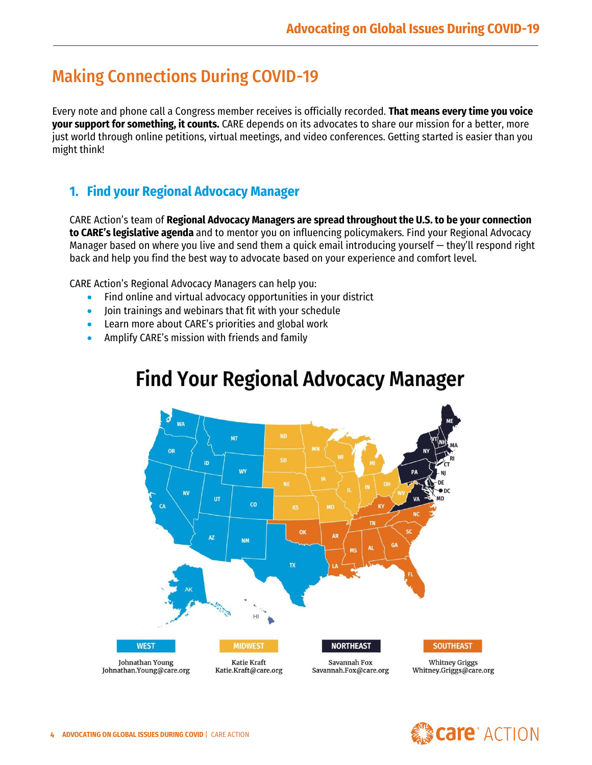## Making Connections During COVID-19

Every note and phone call a Congress member receives is officially recorded. **That means every time you voice your support for something, it counts.** CARE depends on its advocates to share our mission for a better, more just world through online petitions, virtual meetings, and video conferences. Getting started is easier than you might think!

### 1. Find your Regional Advocacy Manager

CARE Action's team of **Regional Advocacy Managers are spread throughout the U.S. to be your connection to CARE's legislative agenda** and to mentor you on influencing policymakers. Find your Regional Advocacy Manager based on where you live and send them a quick email introducing yourself — they'll respond right back and help you find the best way to advocate based on your experience and comfort level.

CARE Action's Regional Advocacy Managers can help you:

- Find online and virtual advocacy opportunities in your district
- Join trainings and webinars that fit with your schedule
- Learn more about CARE's priorities and global work
- Amplify CARE's mission with friends and family

## Find Your Regional Advocacy Manager

| WEST | MIDWEST | NORTHEAST | SOUTHEAST |
|---|---|---|---|
| Johnathan Young<br>Johnathan.Young@care.org | Katie Kraft<br>Katie.Kraft@care.org | Savannah Fox<br>Savannah.Fox@care.org | Whitney Griggs<br>Whitney.Griggs@care.org |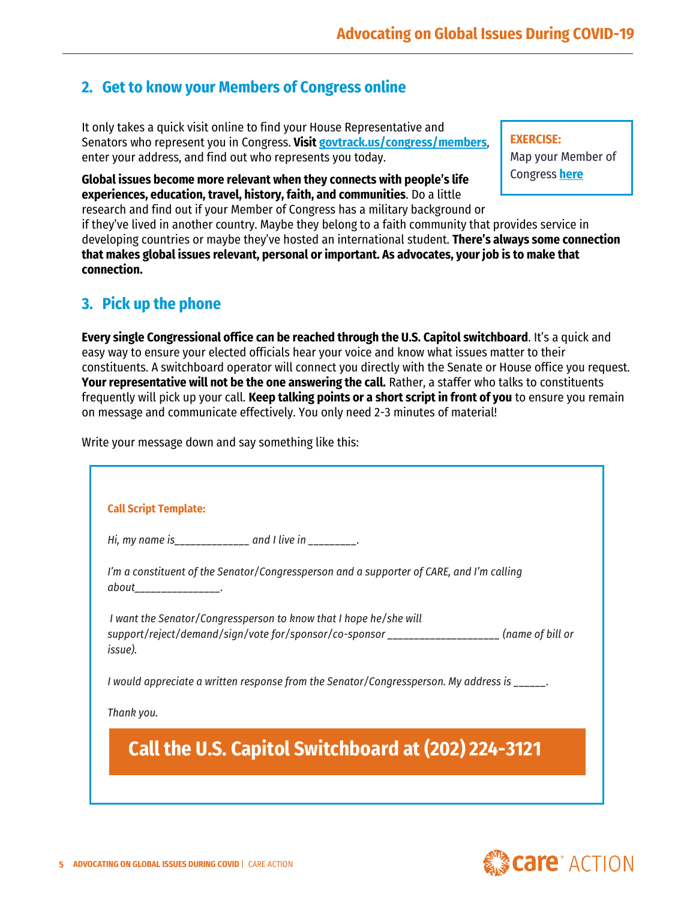## 2. Get to know your Members of Congress online

It only takes a quick visit online to find your House Representative and Senators who represent you in Congress. **Visit [govtrack.us/congress/members](govtrack.us/congress/members)**, enter your address, and find out who represents you today.

> **EXERCISE:**
> Map your Member of Congress **here**

**Global issues become more relevant when they connects with people's life experiences, education, travel, history, faith, and communities**. Do a little research and find out if your Member of Congress has a military background or if they've lived in another country. Maybe they belong to a faith community that provides service in developing countries or maybe they've hosted an international student. **There's always some connection that makes global issues relevant, personal or important. As advocates, your job is to make that connection.**

## 3. Pick up the phone

**Every single Congressional office can be reached through the U.S. Capitol switchboard**. It's a quick and easy way to ensure your elected officials hear your voice and know what issues matter to their constituents. A switchboard operator will connect you directly with the Senate or House office you request. **Your representative will not be the one answering the call.** Rather, a staffer who talks to constituents frequently will pick up your call. **Keep talking points or a short script in front of you** to ensure you remain on message and communicate effectively. You only need 2-3 minutes of material!

Write your message down and say something like this:

**Call Script Template:**

*Hi, my name is_____________ and I live in ________.*

*I'm a constituent of the Senator/Congressperson and a supporter of CARE, and I'm calling about_______________.*

*I want the Senator/Congressperson to know that I hope he/she will support/reject/demand/sign/vote for/sponsor/co-sponsor ___________________ (name of bill or issue).*

*I would appreciate a written response from the Senator/Congressperson. My address is ______.*

*Thank you.*

**Call the U.S. Capitol Switchboard at (202) 224-3121**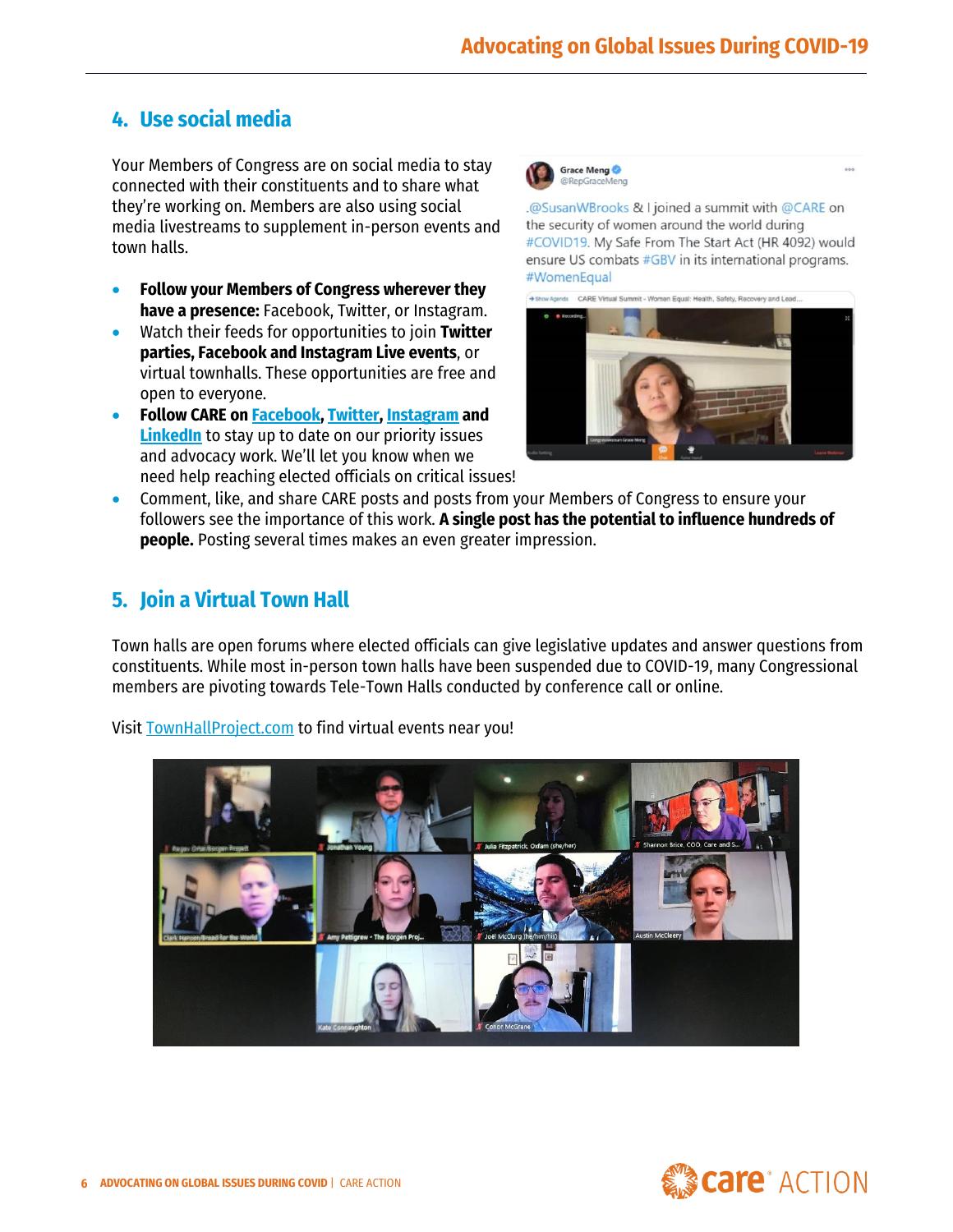## 4. Use social media

Your Members of Congress are on social media to stay connected with their constituents and to share what they're working on. Members are also using social media livestreams to supplement in-person events and town halls.

- **Follow your Members of Congress wherever they have a presence:** Facebook, Twitter, or Instagram.
- Watch their feeds for opportunities to join **Twitter parties, Facebook and Instagram Live events**, or virtual townhalls. These opportunities are free and open to everyone.
- **Follow CARE on Facebook, Twitter, Instagram and LinkedIn** to stay up to date on our priority issues and advocacy work. We'll let you know when we need help reaching elected officials on critical issues!
- Comment, like, and share CARE posts and posts from your Members of Congress to ensure your followers see the importance of this work. **A single post has the potential to influence hundreds of people.** Posting several times makes an even greater impression.

## 5. Join a Virtual Town Hall

Town halls are open forums where elected officials can give legislative updates and answer questions from constituents. While most in-person town halls have been suspended due to COVID-19, many Congressional members are pivoting towards Tele-Town Halls conducted by conference call or online.

Visit TownHallProject.com to find virtual events near you!